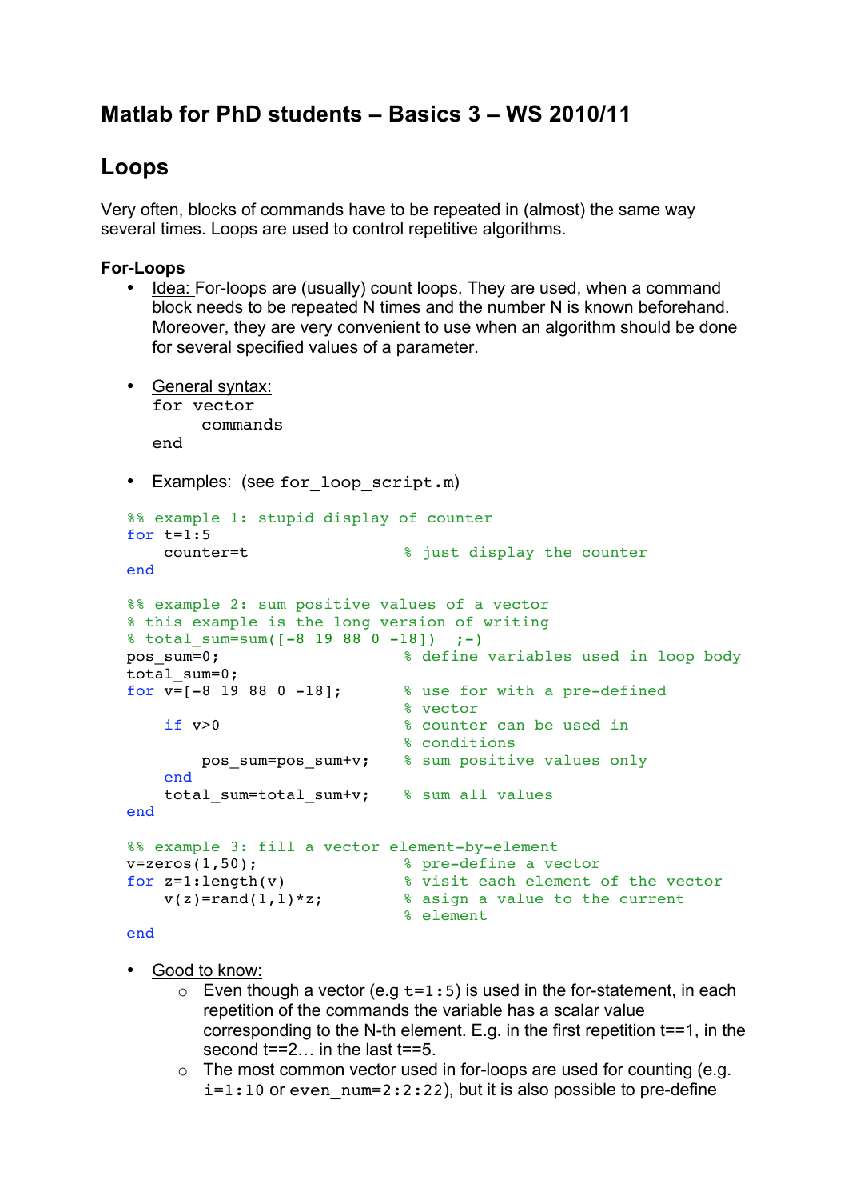# Matlab for PhD students – Basics 3 – WS 2010/11

## Loops

Very often, blocks of commands have to be repeated in (almost) the same way several times. Loops are used to control repetitive algorithms.

### For-Loops

- Idea: For-loops are (usually) count loops. They are used, when a command block needs to be repeated N times and the number N is known beforehand. Moreover, they are very convenient to use when an algorithm should be done for several specified values of a parameter.

- General syntax:
```
for vector
    commands
end
```

- Examples: (see `for_loop_script.m`)

```
%% example 1: stupid display of counter
for t=1:5
    counter=t                  % just display the counter
end

%% example 2: sum positive values of a vector
% this example is the long version of writing
% total_sum=sum([-8 19 88 0 -18])  ;-)
pos_sum=0;                     % define variables used in loop body
total_sum=0;
for v=[-8 19 88 0 -18];        % use for with a pre-defined
                               % vector
    if v>0                     % counter can be used in
                               % conditions
        pos_sum=pos_sum+v;     % sum positive values only
    end
    total_sum=total_sum+v;     % sum all values
end

%% example 3: fill a vector element-by-element
v=zeros(1,50);                 % pre-define a vector
for z=1:length(v)              % visit each element of the vector
    v(z)=rand(1,1)*z;          % asign a value to the current
                               % element
end
```

- Good to know:
  - Even though a vector (e.g `t=1:5`) is used in the for-statement, in each repetition of the commands the variable has a scalar value corresponding to the N-th element. E.g. in the first repetition t==1, in the second t==2… in the last t==5.
  - The most common vector used in for-loops are used for counting (e.g. `i=1:10` or `even_num=2:2:22`), but it is also possible to pre-define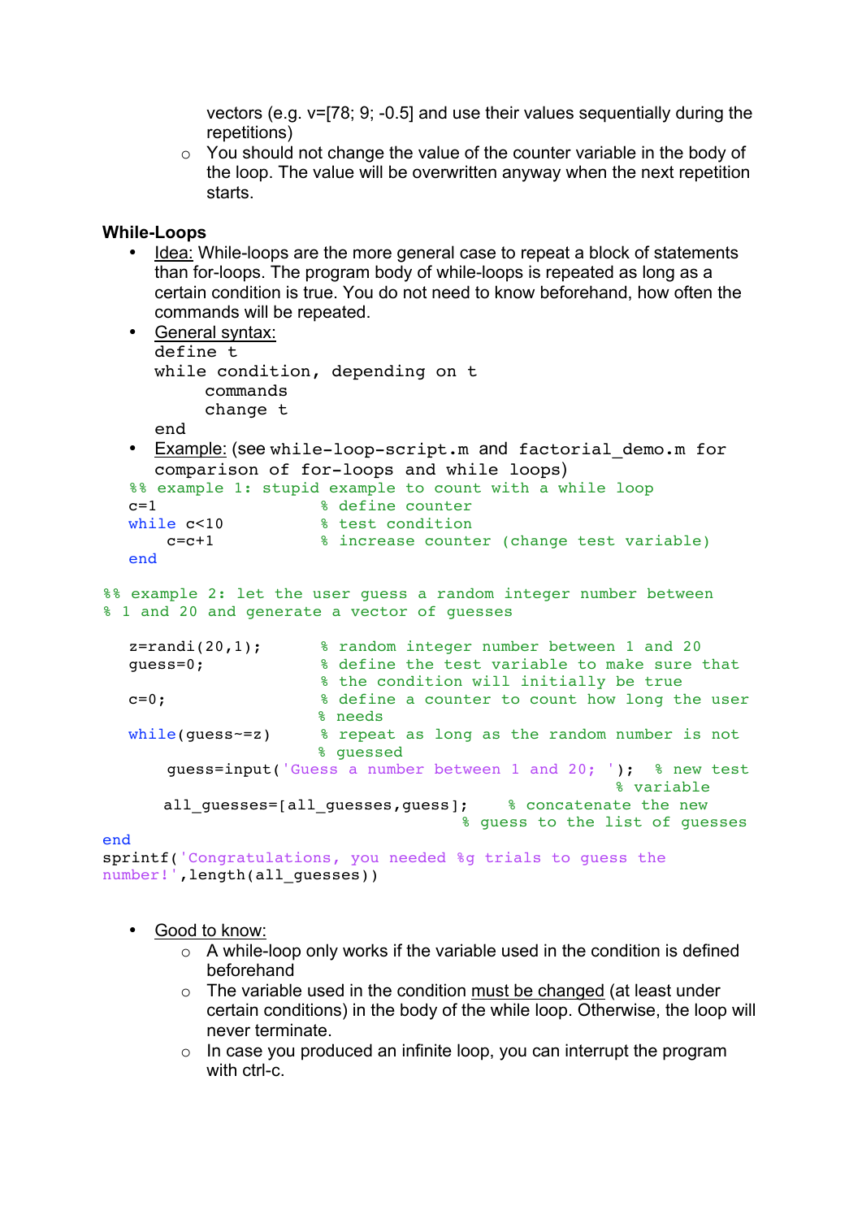vectors (e.g. v=[78; 9; -0.5] and use their values sequentially during the repetitions)
  - You should not change the value of the counter variable in the body of the loop. The value will be overwritten anyway when the next repetition starts.

**While-Loops**

- Idea: While-loops are the more general case to repeat a block of statements than for-loops. The program body of while-loops is repeated as long as a certain condition is true. You do not need to know beforehand, how often the commands will be repeated.
- General syntax:

```
define t
while condition, depending on t
     commands
     change t
end
```

- Example: (see `while-loop-script.m` and `factorial_demo.m` for comparison of for-loops and while loops)

```
%% example 1: stupid example to count with a while loop
c=1                  % define counter
while c<10           % test condition
    c=c+1            % increase counter (change test variable)
end

%% example 2: let the user guess a random integer number between
% 1 and 20 and generate a vector of guesses

z=randi(20,1);       % random integer number between 1 and 20
guess=0;             % define the test variable to make sure that
                     % the condition will initially be true
c=0;                 % define a counter to count how long the user
                     % needs
while(guess~=z)      % repeat as long as the random number is not
                     % guessed
    guess=input('Guess a number between 1 and 20; ');  % new test
                                                       % variable
    all_guesses=[all_guesses,guess];    % concatenate the new
                                        % guess to the list of guesses
end
sprintf('Congratulations, you needed %g trials to guess the
number!',length(all_guesses))
```

- Good to know:
  - A while-loop only works if the variable used in the condition is defined beforehand
  - The variable used in the condition must be changed (at least under certain conditions) in the body of the while loop. Otherwise, the loop will never terminate.
  - In case you produced an infinite loop, you can interrupt the program with ctrl-c.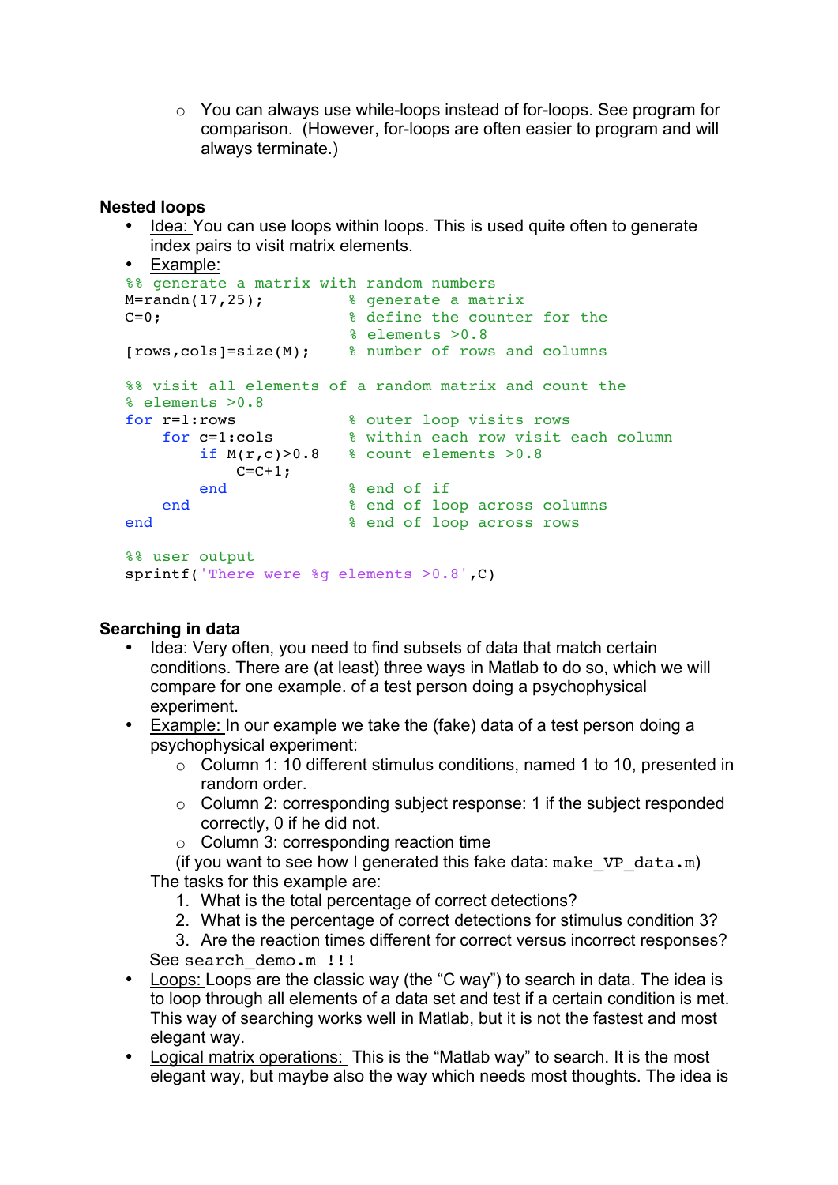- You can always use while-loops instead of for-loops. See program for comparison. (However, for-loops are often easier to program and will always terminate.)

**Nested loops**

- Idea: You can use loops within loops. This is used quite often to generate index pairs to visit matrix elements.
- Example:

```
%% generate a matrix with random numbers
M=randn(17,25);          % generate a matrix
C=0;                     % define the counter for the
                         % elements >0.8
[rows,cols]=size(M);     % number of rows and columns

%% visit all elements of a random matrix and count the
% elements >0.8
for r=1:rows             % outer loop visits rows
    for c=1:cols         % within each row visit each column
        if M(r,c)>0.8    % count elements >0.8
            C=C+1;
        end              % end of if
    end                  % end of loop across columns
end                      % end of loop across rows

%% user output
sprintf('There were %g elements >0.8',C)
```

**Searching in data**

- Idea: Very often, you need to find subsets of data that match certain conditions. There are (at least) three ways in Matlab to do so, which we will compare for one example. of a test person doing a psychophysical experiment.
- Example: In our example we take the (fake) data of a test person doing a psychophysical experiment:
  - Column 1: 10 different stimulus conditions, named 1 to 10, presented in random order.
  - Column 2: corresponding subject response: 1 if the subject responded correctly, 0 if he did not.
  - Column 3: corresponding reaction time

  (if you want to see how I generated this fake data: `make_VP_data.m`)

  The tasks for this example are:
  1. What is the total percentage of correct detections?
  2. What is the percentage of correct detections for stimulus condition 3?
  3. Are the reaction times different for correct versus incorrect responses?

  See `search_demo.m !!!`
- Loops: Loops are the classic way (the "C way") to search in data. The idea is to loop through all elements of a data set and test if a certain condition is met. This way of searching works well in Matlab, but it is not the fastest and most elegant way.
- Logical matrix operations: This is the "Matlab way" to search. It is the most elegant way, but maybe also the way which needs most thoughts. The idea is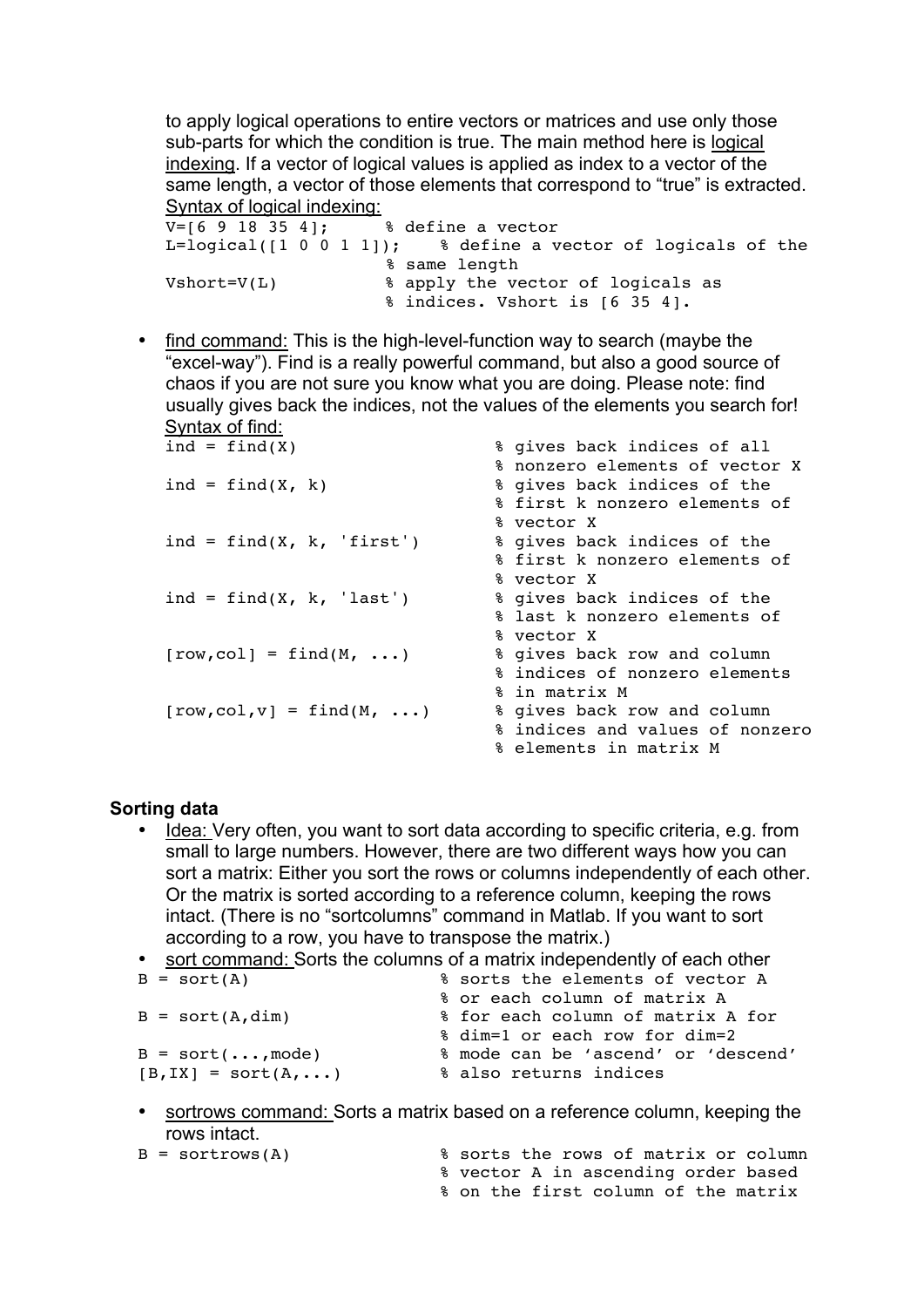to apply logical operations to entire vectors or matrices and use only those sub-parts for which the condition is true. The main method here is logical indexing. If a vector of logical values is applied as index to a vector of the same length, a vector of those elements that correspond to "true" is extracted.
Syntax of logical indexing:

```
V=[6 9 18 35 4];      % define a vector
L=logical([1 0 0 1 1]);    % define a vector of logicals of the
                      % same length
Vshort=V(L)           % apply the vector of logicals as
                      % indices. Vshort is [6 35 4].
```

- find command: This is the high-level-function way to search (maybe the "excel-way"). Find is a really powerful command, but also a good source of chaos if you are not sure you know what you are doing. Please note: find usually gives back the indices, not the values of the elements you search for!
  Syntax of find:

```
ind = find(X)                % gives back indices of all
                             % nonzero elements of vector X
ind = find(X, k)             % gives back indices of the
                             % first k nonzero elements of
                             % vector X
ind = find(X, k, 'first')    % gives back indices of the
                             % first k nonzero elements of
                             % vector X
ind = find(X, k, 'last')     % gives back indices of the
                             % last k nonzero elements of
                             % vector X
[row,col] = find(M, ...)     % gives back row and column
                             % indices of nonzero elements
                             % in matrix M
[row,col,v] = find(M, ...)   % gives back row and column
                             % indices and values of nonzero
                             % elements in matrix M
```

**Sorting data**

- Idea: Very often, you want to sort data according to specific criteria, e.g. from small to large numbers. However, there are two different ways how you can sort a matrix: Either you sort the rows or columns independently of each other. Or the matrix is sorted according to a reference column, keeping the rows intact. (There is no "sortcolumns" command in Matlab. If you want to sort according to a row, you have to transpose the matrix.)
- sort command: Sorts the columns of a matrix independently of each other

```
B = sort(A)               % sorts the elements of vector A
                          % or each column of matrix A
B = sort(A,dim)           % for each column of matrix A for
                          % dim=1 or each row for dim=2
B = sort(...,mode)        % mode can be 'ascend' or 'descend'
[B,IX] = sort(A,...)      % also returns indices
```

- sortrows command: Sorts a matrix based on a reference column, keeping the rows intact.

```
B = sortrows(A)           % sorts the rows of matrix or column
                          % vector A in ascending order based
                          % on the first column of the matrix
```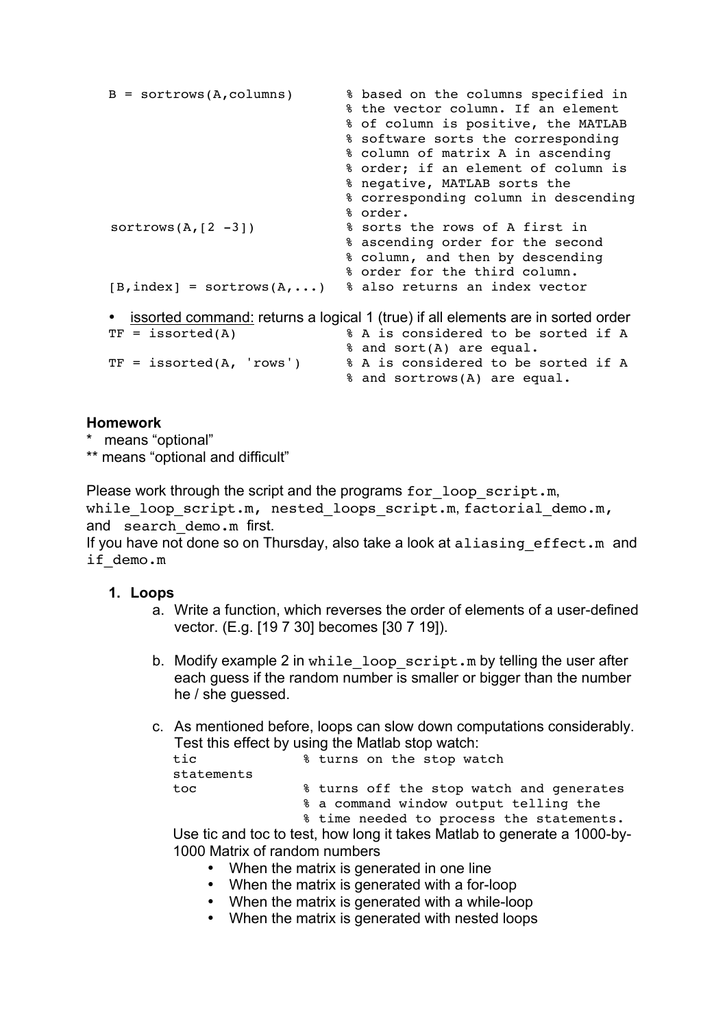```
B = sortrows(A,columns)       % based on the columns specified in
                              % the vector column. If an element
                              % of column is positive, the MATLAB
                              % software sorts the corresponding
                              % column of matrix A in ascending
                              % order; if an element of column is
                              % negative, MATLAB sorts the
                              % corresponding column in descending
                              % order.
 sortrows(A,[2 -3])           % sorts the rows of A first in
                              % ascending order for the second
                              % column, and then by descending
                              % order for the third column.
[B,index] = sortrows(A,...)   % also returns an index vector
```

- issorted command: returns a logical 1 (true) if all elements are in sorted order

```
TF = issorted(A)              % A is considered to be sorted if A
                              % and sort(A) are equal.
TF = issorted(A, 'rows')      % A is considered to be sorted if A
                              % and sortrows(A) are equal.
```

**Homework**

* means "optional"
** means "optional and difficult"

Please work through the script and the programs `for_loop_script.m`, `while_loop_script.m`, `nested_loops_script.m`, `factorial_demo.m`, and `search_demo.m` first.
If you have not done so on Thursday, also take a look at `aliasing_effect.m` and `if_demo.m`

1. **Loops**
   a. Write a function, which reverses the order of elements of a user-defined vector. (E.g. [19 7 30] becomes [30 7 19]).

   b. Modify example 2 in `while_loop_script.m` by telling the user after each guess if the random number is smaller or bigger than the number he / she guessed.

   c. As mentioned before, loops can slow down computations considerably. Test this effect by using the Matlab stop watch:

   ```
   tic              % turns on the stop watch
   statements
   toc              % turns off the stop watch and generates
                    % a command window output telling the
                    % time needed to process the statements.
   ```

   Use tic and toc to test, how long it takes Matlab to generate a 1000-by-1000 Matrix of random numbers
   - When the matrix is generated in one line
   - When the matrix is generated with a for-loop
   - When the matrix is generated with a while-loop
   - When the matrix is generated with nested loops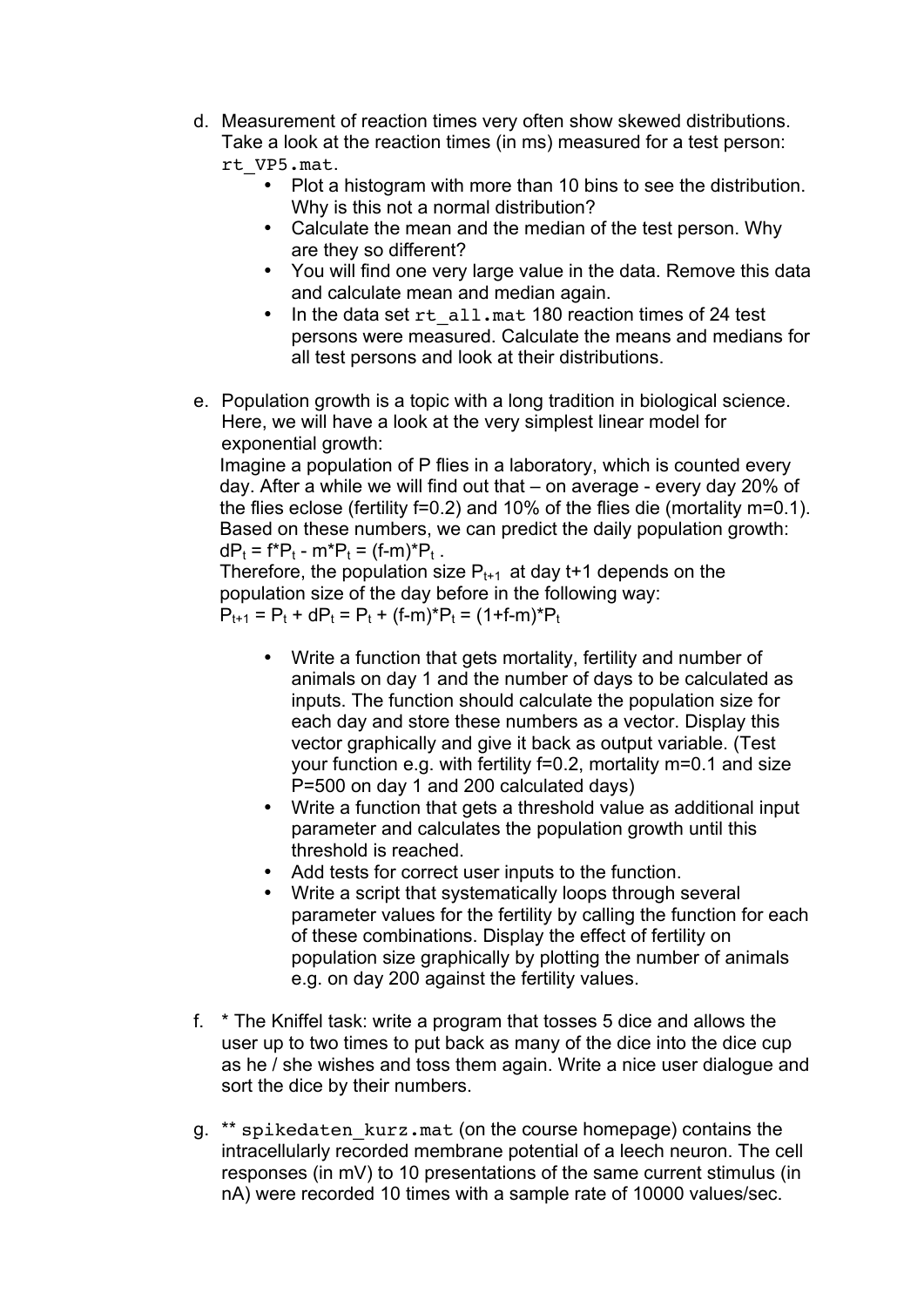d. Measurement of reaction times very often show skewed distributions. Take a look at the reaction times (in ms) measured for a test person: `rt_VP5.mat`.
   - Plot a histogram with more than 10 bins to see the distribution. Why is this not a normal distribution?
   - Calculate the mean and the median of the test person. Why are they so different?
   - You will find one very large value in the data. Remove this data and calculate mean and median again.
   - In the data set `rt_all.mat` 180 reaction times of 24 test persons were measured. Calculate the means and medians for all test persons and look at their distributions.

e. Population growth is a topic with a long tradition in biological science. Here, we will have a look at the very simplest linear model for exponential growth:
   Imagine a population of P flies in a laboratory, which is counted every day. After a while we will find out that – on average - every day 20% of the flies eclose (fertility f=0.2) and 10% of the flies die (mortality m=0.1). Based on these numbers, we can predict the daily population growth:
   $dP_t = f*P_t - m*P_t = (f-m)*P_t$ .
   Therefore, the population size $P_{t+1}$ at day t+1 depends on the population size of the day before in the following way:
   $P_{t+1} = P_t + dP_t = P_t + (f-m)*P_t = (1+f-m)*P_t$

   - Write a function that gets mortality, fertility and number of animals on day 1 and the number of days to be calculated as inputs. The function should calculate the population size for each day and store these numbers as a vector. Display this vector graphically and give it back as output variable. (Test your function e.g. with fertility f=0.2, mortality m=0.1 and size P=500 on day 1 and 200 calculated days)
   - Write a function that gets a threshold value as additional input parameter and calculates the population growth until this threshold is reached.
   - Add tests for correct user inputs to the function.
   - Write a script that systematically loops through several parameter values for the fertility by calling the function for each of these combinations. Display the effect of fertility on population size graphically by plotting the number of animals e.g. on day 200 against the fertility values.

f. * The Kniffel task: write a program that tosses 5 dice and allows the user up to two times to put back as many of the dice into the dice cup as he / she wishes and toss them again. Write a nice user dialogue and sort the dice by their numbers.

g. ** `spikedaten_kurz.mat` (on the course homepage) contains the intracellularly recorded membrane potential of a leech neuron. The cell responses (in mV) to 10 presentations of the same current stimulus (in nA) were recorded 10 times with a sample rate of 10000 values/sec.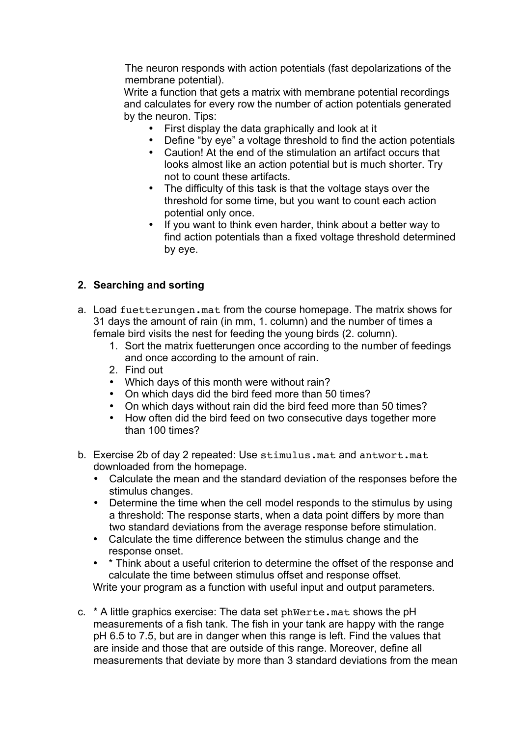The neuron responds with action potentials (fast depolarizations of the membrane potential).
Write a function that gets a matrix with membrane potential recordings and calculates for every row the number of action potentials generated by the neuron. Tips:

- First display the data graphically and look at it
- Define "by eye" a voltage threshold to find the action potentials
- Caution! At the end of the stimulation an artifact occurs that looks almost like an action potential but is much shorter. Try not to count these artifacts.
- The difficulty of this task is that the voltage stays over the threshold for some time, but you want to count each action potential only once.
- If you want to think even harder, think about a better way to find action potentials than a fixed voltage threshold determined by eye.

## 2. Searching and sorting

a. Load `fuetterungen.mat` from the course homepage. The matrix shows for 31 days the amount of rain (in mm, 1. column) and the number of times a female bird visits the nest for feeding the young birds (2. column).

   1. Sort the matrix fuetterungen once according to the number of feedings and once according to the amount of rain.
   2. Find out

   - Which days of this month were without rain?
   - On which days did the bird feed more than 50 times?
   - On which days without rain did the bird feed more than 50 times?
   - How often did the bird feed on two consecutive days together more than 100 times?

b. Exercise 2b of day 2 repeated: Use `stimulus.mat` and `antwort.mat` downloaded from the homepage.

   - Calculate the mean and the standard deviation of the responses before the stimulus changes.
   - Determine the time when the cell model responds to the stimulus by using a threshold: The response starts, when a data point differs by more than two standard deviations from the average response before stimulation.
   - Calculate the time difference between the stimulus change and the response onset.
   - * Think about a useful criterion to determine the offset of the response and calculate the time between stimulus offset and response offset.

   Write your program as a function with useful input and output parameters.

c. * A little graphics exercise: The data set `phWerte.mat` shows the pH measurements of a fish tank. The fish in your tank are happy with the range pH 6.5 to 7.5, but are in danger when this range is left. Find the values that are inside and those that are outside of this range. Moreover, define all measurements that deviate by more than 3 standard deviations from the mean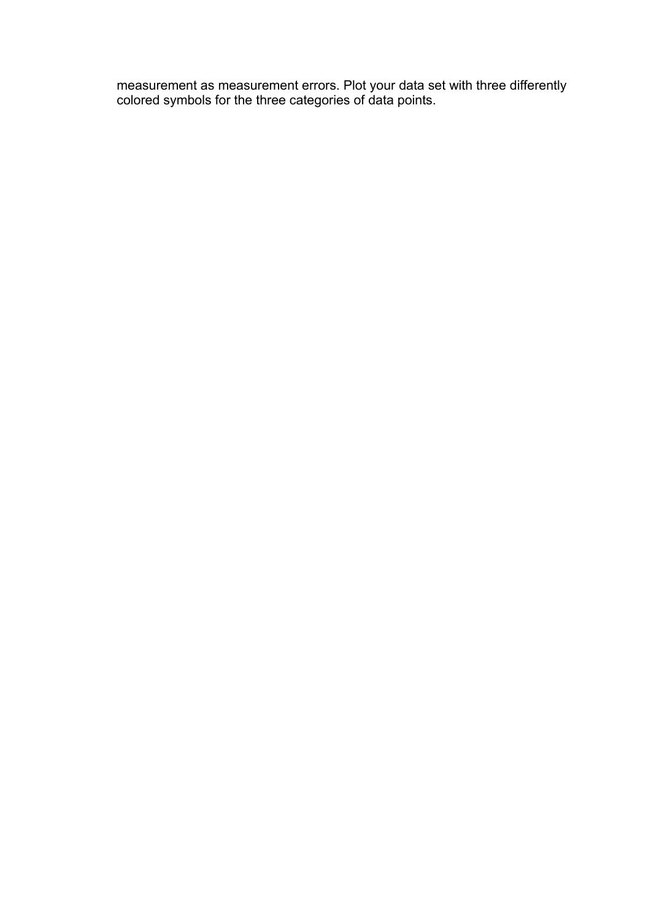measurement as measurement errors. Plot your data set with three differently colored symbols for the three categories of data points.